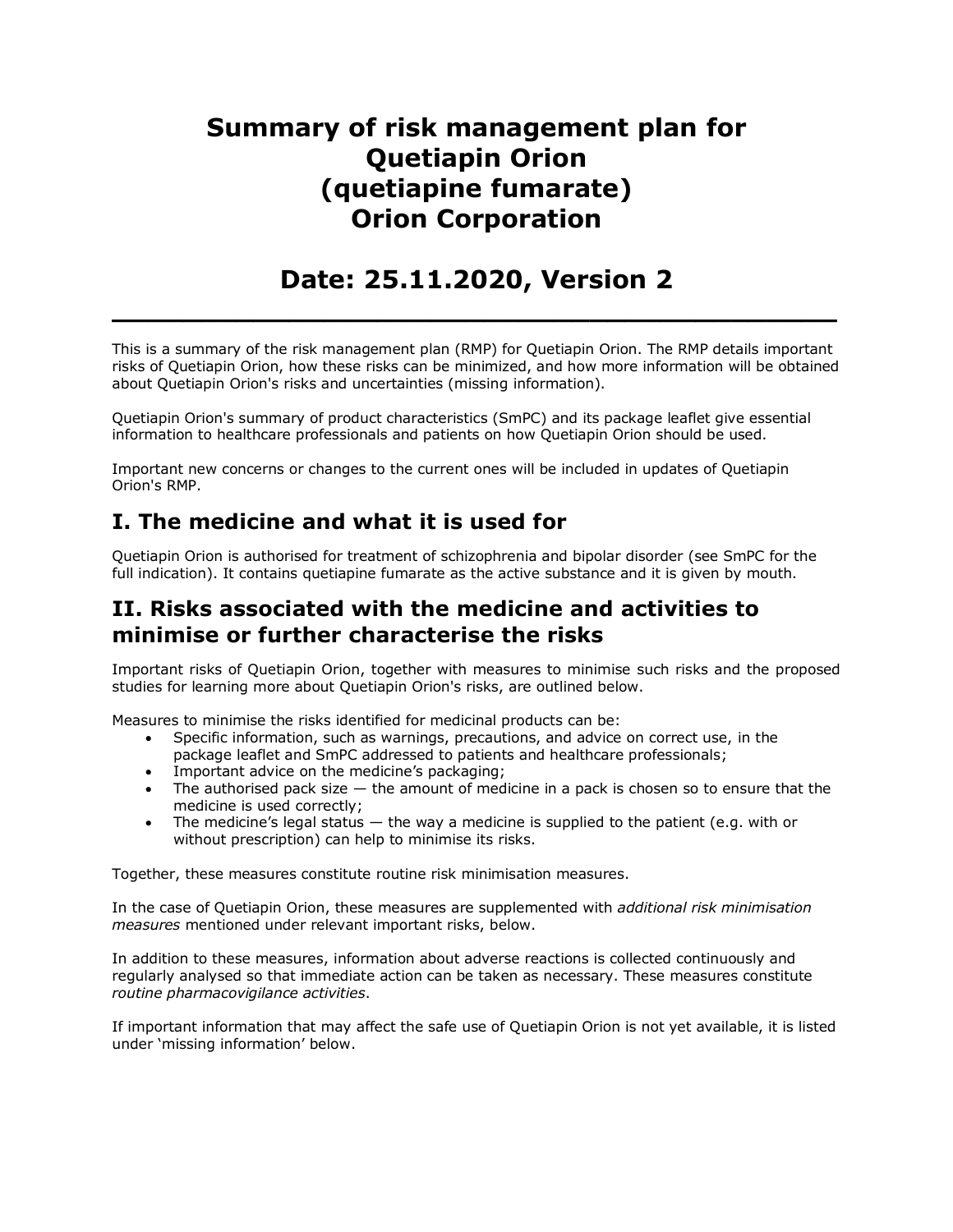# Summary of risk management plan for Quetiapin Orion (quetiapine fumarate) Orion Corporation

# Date: 25.11.2020, Version 2

---

This is a summary of the risk management plan (RMP) for Quetiapin Orion. The RMP details important risks of Quetiapin Orion, how these risks can be minimized, and how more information will be obtained about Quetiapin Orion's risks and uncertainties (missing information).

Quetiapin Orion's summary of product characteristics (SmPC) and its package leaflet give essential information to healthcare professionals and patients on how Quetiapin Orion should be used.

Important new concerns or changes to the current ones will be included in updates of Quetiapin Orion's RMP.

## I. The medicine and what it is used for

Quetiapin Orion is authorised for treatment of schizophrenia and bipolar disorder (see SmPC for the full indication). It contains quetiapine fumarate as the active substance and it is given by mouth.

## II. Risks associated with the medicine and activities to minimise or further characterise the risks

Important risks of Quetiapin Orion, together with measures to minimise such risks and the proposed studies for learning more about Quetiapin Orion's risks, are outlined below.

Measures to minimise the risks identified for medicinal products can be:

- Specific information, such as warnings, precautions, and advice on correct use, in the package leaflet and SmPC addressed to patients and healthcare professionals;
- Important advice on the medicine's packaging;
- The authorised pack size — the amount of medicine in a pack is chosen so to ensure that the medicine is used correctly;
- The medicine's legal status — the way a medicine is supplied to the patient (e.g. with or without prescription) can help to minimise its risks.

Together, these measures constitute routine risk minimisation measures.

In the case of Quetiapin Orion, these measures are supplemented with *additional risk minimisation measures* mentioned under relevant important risks, below.

In addition to these measures, information about adverse reactions is collected continuously and regularly analysed so that immediate action can be taken as necessary. These measures constitute *routine pharmacovigilance activities*.

If important information that may affect the safe use of Quetiapin Orion is not yet available, it is listed under 'missing information' below.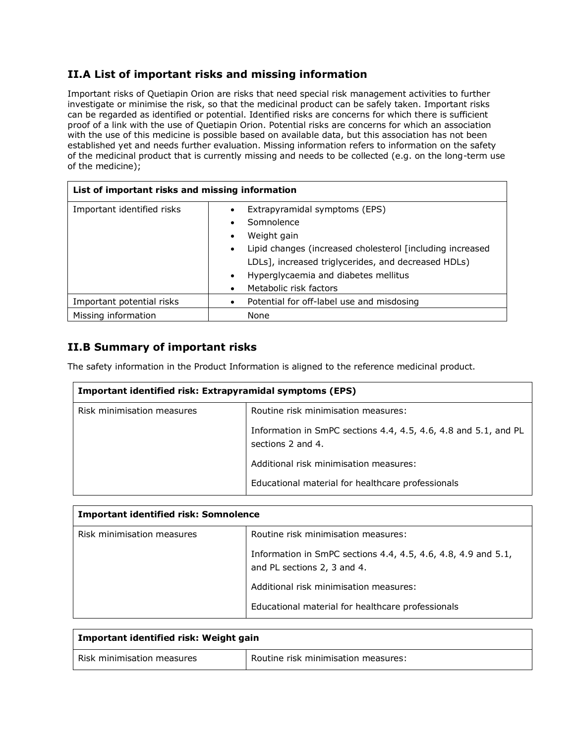## II.A List of important risks and missing information

Important risks of Quetiapin Orion are risks that need special risk management activities to further investigate or minimise the risk, so that the medicinal product can be safely taken. Important risks can be regarded as identified or potential. Identified risks are concerns for which there is sufficient proof of a link with the use of Quetiapin Orion. Potential risks are concerns for which an association with the use of this medicine is possible based on available data, but this association has not been established yet and needs further evaluation. Missing information refers to information on the safety of the medicinal product that is currently missing and needs to be collected (e.g. on the long-term use of the medicine);

| List of important risks and missing information | |
|---|---|
| Important identified risks | • Extrapyramidal symptoms (EPS)<br>• Somnolence<br>• Weight gain<br>• Lipid changes (increased cholesterol [including increased LDLs], increased triglycerides, and decreased HDLs)<br>• Hyperglycaemia and diabetes mellitus<br>• Metabolic risk factors |
| Important potential risks | • Potential for off-label use and misdosing |
| Missing information | None |

## II.B Summary of important risks

The safety information in the Product Information is aligned to the reference medicinal product.

| Important identified risk: Extrapyramidal symptoms (EPS) | |
|---|---|
| Risk minimisation measures | Routine risk minimisation measures:<br><br>Information in SmPC sections 4.4, 4.5, 4.6, 4.8 and 5.1, and PL sections 2 and 4.<br><br>Additional risk minimisation measures:<br><br>Educational material for healthcare professionals |

| Important identified risk: Somnolence | |
|---|---|
| Risk minimisation measures | Routine risk minimisation measures:<br><br>Information in SmPC sections 4.4, 4.5, 4.6, 4.8, 4.9 and 5.1, and PL sections 2, 3 and 4.<br><br>Additional risk minimisation measures:<br><br>Educational material for healthcare professionals |

| Important identified risk: Weight gain | |
|---|---|
| Risk minimisation measures | Routine risk minimisation measures: |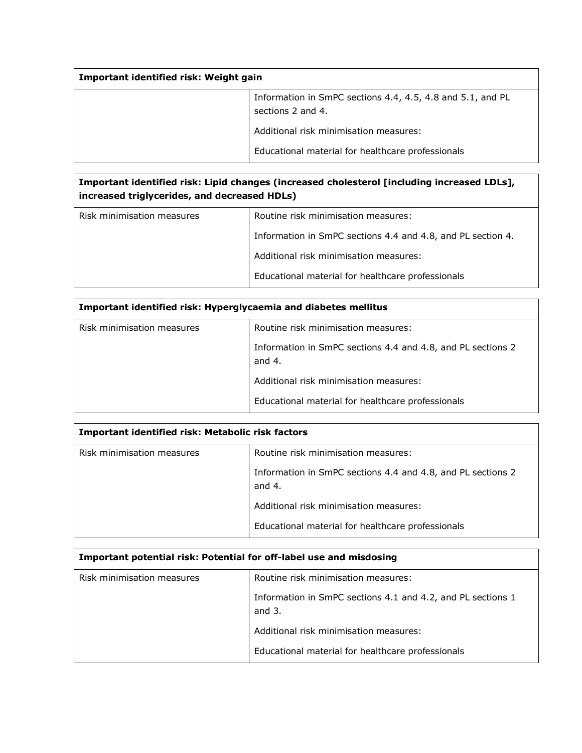| Important identified risk: Weight gain | |
|---|---|
| | Information in SmPC sections 4.4, 4.5, 4.8 and 5.1, and PL sections 2 and 4.<br><br>Additional risk minimisation measures:<br><br>Educational material for healthcare professionals |

| Important identified risk: Lipid changes (increased cholesterol [including increased LDLs], increased triglycerides, and decreased HDLs) | |
|---|---|
| Risk minimisation measures | Routine risk minimisation measures:<br><br>Information in SmPC sections 4.4 and 4.8, and PL section 4.<br><br>Additional risk minimisation measures:<br><br>Educational material for healthcare professionals |

| Important identified risk: Hyperglycaemia and diabetes mellitus | |
|---|---|
| Risk minimisation measures | Routine risk minimisation measures:<br><br>Information in SmPC sections 4.4 and 4.8, and PL sections 2 and 4.<br><br>Additional risk minimisation measures:<br><br>Educational material for healthcare professionals |

| Important identified risk: Metabolic risk factors | |
|---|---|
| Risk minimisation measures | Routine risk minimisation measures:<br><br>Information in SmPC sections 4.4 and 4.8, and PL sections 2 and 4.<br><br>Additional risk minimisation measures:<br><br>Educational material for healthcare professionals |

| Important potential risk: Potential for off-label use and misdosing | |
|---|---|
| Risk minimisation measures | Routine risk minimisation measures:<br><br>Information in SmPC sections 4.1 and 4.2, and PL sections 1 and 3.<br><br>Additional risk minimisation measures:<br><br>Educational material for healthcare professionals |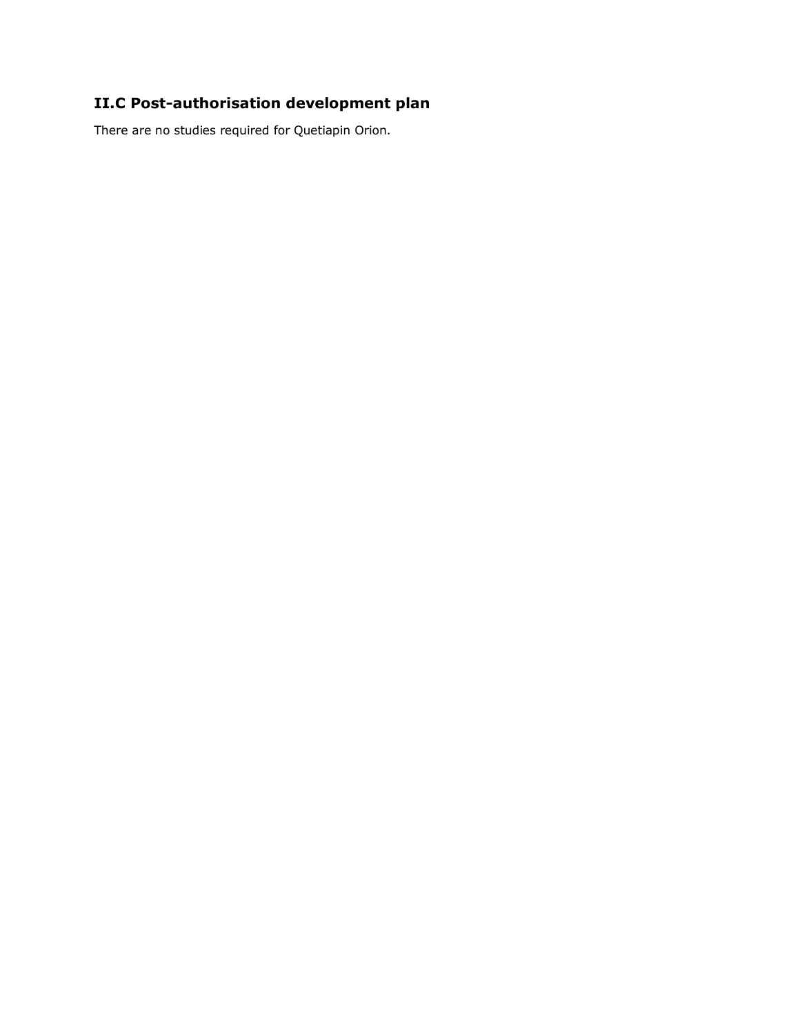## II.C Post-authorisation development plan

There are no studies required for Quetiapin Orion.